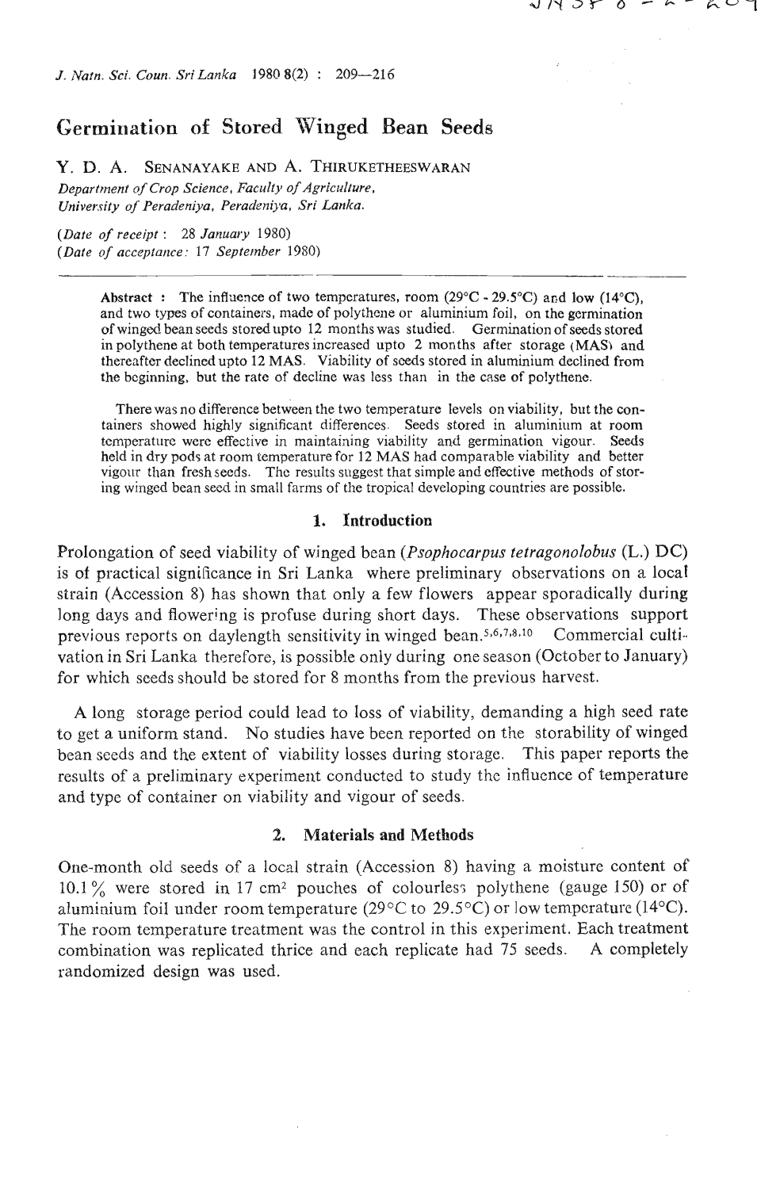# Germination of Stored Winged Bean Seeds

Y. D. A. SENANAYAKE AND A. THIRUKETHEESWARAN

*Department of Crop Science, Faculty of Agriculture, University of Peradeniya, Peradeniya, Sri Lanka.*

*(Date of receipt: 28 January 1980)*
*(Date of acceptance: 17 September 1980)*

**Abstract :** The influence of two temperatures, room (29°C - 29.5°C) and low (14°C), and two types of containers, made of polythene or aluminium foil, on the germination of winged bean seeds stored upto 12 months was studied. Germination of seeds stored in polythene at both temperatures increased upto 2 months after storage (MAS) and thereafter declined upto 12 MAS. Viability of seeds stored in aluminium declined from the beginning, but the rate of decline was less than in the case of polythene.

There was no difference between the two temperature levels on viability, but the containers showed highly significant differences. Seeds stored in aluminium at room temperature were effective in maintaining viability and germination vigour. Seeds held in dry pods at room temperature for 12 MAS had comparable viability and better vigour than fresh seeds. The results suggest that simple and effective methods of storing winged bean seed in small farms of the tropical developing countries are possible.

## 1. Introduction

Prolongation of seed viability of winged bean (*Psophocarpus tetragonolobus* (L.) DC) is of practical significance in Sri Lanka where preliminary observations on a local strain (Accession 8) has shown that only a few flowers appear sporadically during long days and flowering is profuse during short days. These observations support previous reports on daylength sensitivity in winged bean.[5,6,7,8,10] Commercial cultivation in Sri Lanka therefore, is possible only during one season (October to January) for which seeds should be stored for 8 months from the previous harvest.

A long storage period could lead to loss of viability, demanding a high seed rate to get a uniform stand. No studies have been reported on the storability of winged bean seeds and the extent of viability losses during storage. This paper reports the results of a preliminary experiment conducted to study the influence of temperature and type of container on viability and vigour of seeds.

## 2. Materials and Methods

One-month old seeds of a local strain (Accession 8) having a moisture content of 10.1% were stored in 17 $cm^2$ pouches of colourless polythene (gauge 150) or of aluminium foil under room temperature (29°C to 29.5°C) or low temperature (14°C). The room temperature treatment was the control in this experiment. Each treatment combination was replicated thrice and each replicate had 75 seeds. A completely randomized design was used.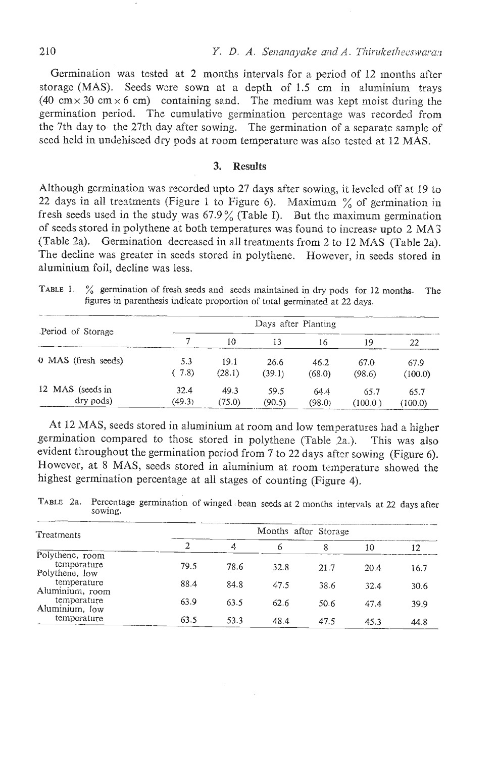Germination was tested at 2 months intervals for a period of 12 months after storage (MAS). Seeds were sown at a depth of 1.5 cm in aluminium trays (40 cm × 30 cm × 6 cm) containing sand. The medium was kept moist during the germination period. The cumulative germination percentage was recorded from the 7th day to the 27th day after sowing. The germination of a separate sample of seed held in undehisced dry pods at room temperature was also tested at 12 MAS.

## 3. Results

Although germination was recorded upto 27 days after sowing, it leveled off at 19 to 22 days in all treatments (Figure 1 to Figure 6). Maximum % of germination in fresh seeds used in the study was 67.9% (Table I). But the maximum germination of seeds stored in polythene at both temperatures was found to increase upto 2 MAS (Table 2a). Germination decreased in all treatments from 2 to 12 MAS (Table 2a). The decline was greater in seeds stored in polythene. However, in seeds stored in aluminium foil, decline was less.

TABLE 1. % germination of fresh seeds and seeds maintained in dry pods for 12 months. The figures in parenthesis indicate proportion of total germinated at 22 days.

| Period of Storage | Days after Planting | | | | | |
|---|---|---|---|---|---|---|
| | 7 | 10 | 13 | 16 | 19 | 22 |
| 0 MAS (fresh seeds) | 5.3 (7.8) | 19.1 (28.1) | 26.6 (39.1) | 46.2 (68.0) | 67.0 (98.6) | 67.9 (100.0) |
| 12 MAS (seeds in dry pods) | 32.4 (49.3) | 49.3 (75.0) | 59.5 (90.5) | 64.4 (98.0) | 65.7 (100.0) | 65.7 (100.0) |

At 12 MAS, seeds stored in aluminium at room and low temperatures had a higher germination compared to those stored in polythene (Table 2a.). This was also evident throughout the germination period from 7 to 22 days after sowing (Figure 6). However, at 8 MAS, seeds stored in aluminium at room temperature showed the highest germination percentage at all stages of counting (Figure 4).

TABLE 2a. Percentage germination of winged bean seeds at 2 months intervals at 22 days after sowing.

| Treatments | Months after Storage | | | | | |
|---|---|---|---|---|---|---|
| | 2 | 4 | 6 | 8 | 10 | 12 |
| Polythene, room temperature | 79.5 | 78.6 | 32.8 | 21.7 | 20.4 | 16.7 |
| Polythene, low temperature | 88.4 | 84.8 | 47.5 | 38.6 | 32.4 | 30.6 |
| Aluminium, room temperature | 63.9 | 63.5 | 62.6 | 50.6 | 47.4 | 39.9 |
| Aluminium, low temperature | 63.5 | 53.3 | 48.4 | 47.5 | 45.3 | 44.8 |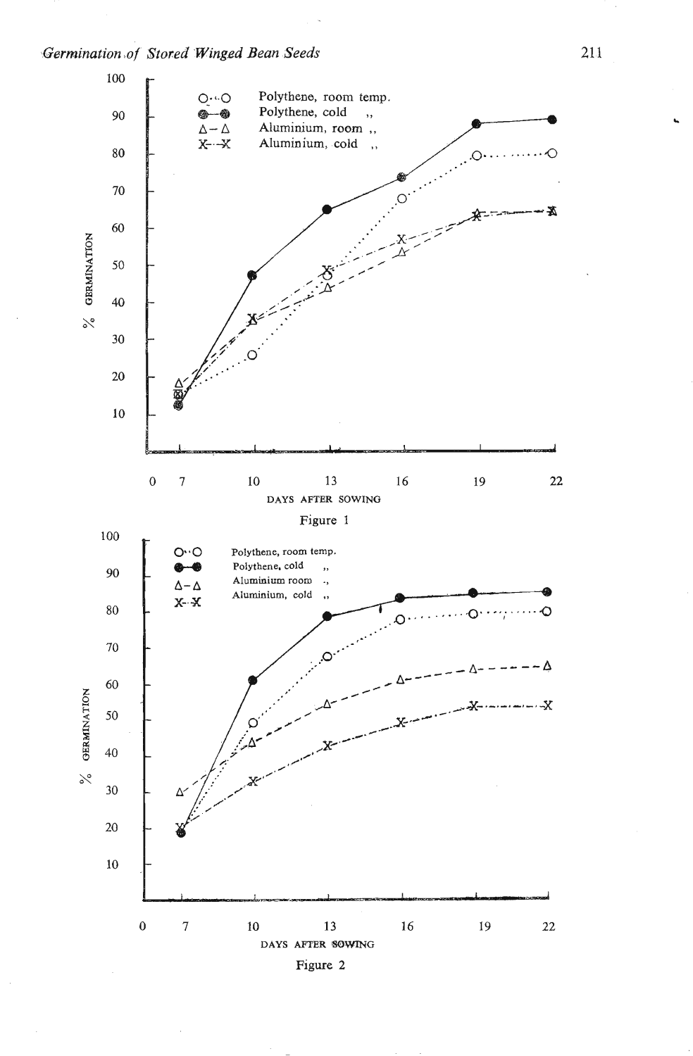Figure 1

Figure 2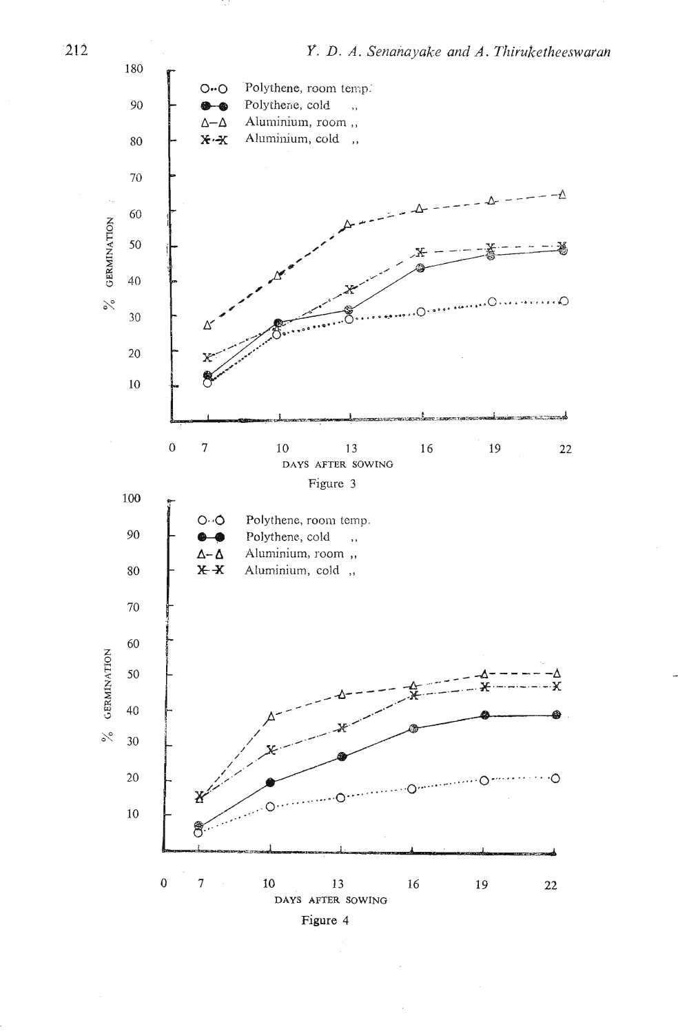Figure 3

Figure 4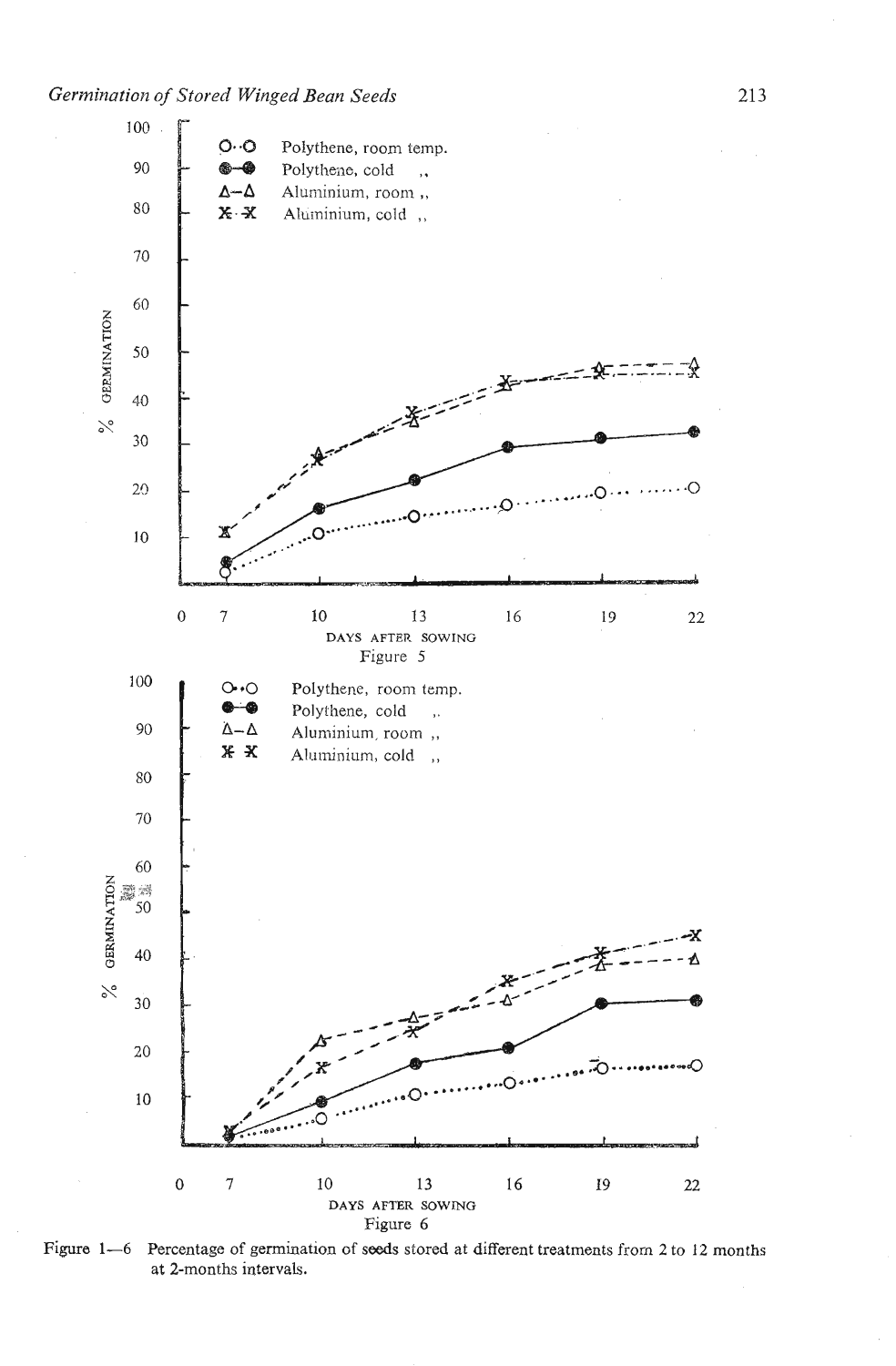Figure 5

Figure 6

Figure 1—6 Percentage of germination of seeds stored at different treatments from 2 to 12 months at 2-months intervals.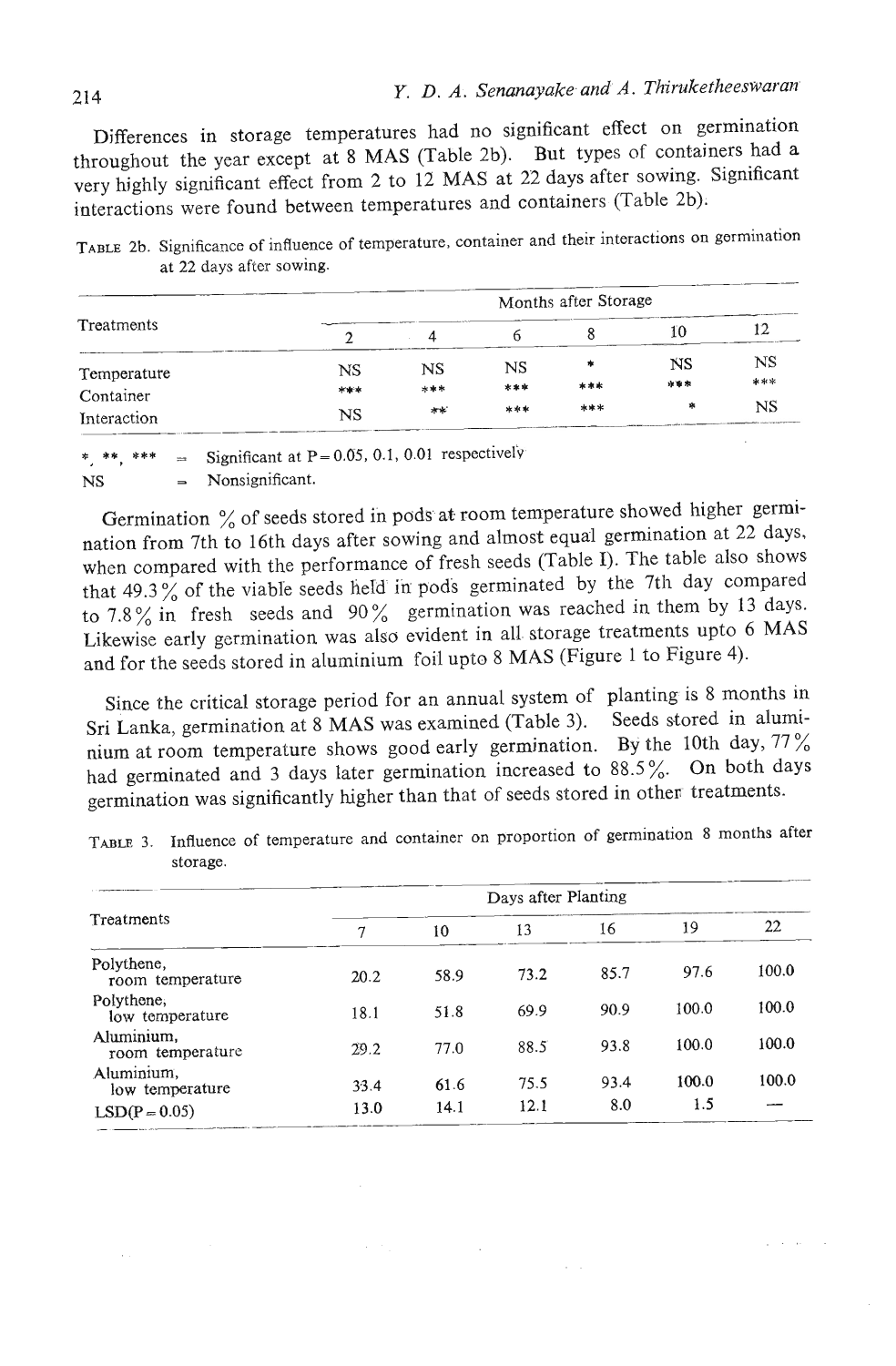Differences in storage temperatures had no significant effect on germination throughout the year except at 8 MAS (Table 2b). But types of containers had a very highly significant effect from 2 to 12 MAS at 22 days after sowing. Significant interactions were found between temperatures and containers (Table 2b).

TABLE 2b. Significance of influence of temperature, container and their interactions on germination at 22 days after sowing.

| Treatments | Months after Storage | | | | | |
|---|---|---|---|---|---|---|
| | 2 | 4 | 6 | 8 | 10 | 12 |
| Temperature | NS | NS | NS | * | NS | NS |
| Container | *** | *** | *** | *** | *** | *** |
| Interaction | NS | ** | *** | *** | * | NS |

*, **, *** = Significant at P = 0.05, 0.1, 0.01 respectively

NS = Nonsignificant.

Germination % of seeds stored in pods at room temperature showed higher germination from 7th to 16th days after sowing and almost equal germination at 22 days, when compared with the performance of fresh seeds (Table I). The table also shows that 49.3 % of the viable seeds held in pods germinated by the 7th day compared to 7.8 % in fresh seeds and 90 % germination was reached in them by 13 days. Likewise early germination was also evident in all storage treatments upto 6 MAS and for the seeds stored in aluminium foil upto 8 MAS (Figure 1 to Figure 4).

Since the critical storage period for an annual system of planting is 8 months in Sri Lanka, germination at 8 MAS was examined (Table 3). Seeds stored in aluminium at room temperature shows good early germination. By the 10th day, 77 % had germinated and 3 days later germination increased to 88.5 %. On both days germination was significantly higher than that of seeds stored in other treatments.

TABLE 3. Influence of temperature and container on proportion of germination 8 months after storage.

| Treatments | Days after Planting | | | | | |
|---|---|---|---|---|---|---|
| | 7 | 10 | 13 | 16 | 19 | 22 |
| Polythene, room temperature | 20.2 | 58.9 | 73.2 | 85.7 | 97.6 | 100.0 |
| Polythene, low temperature | 18.1 | 51.8 | 69.9 | 90.9 | 100.0 | 100.0 |
| Aluminium, room temperature | 29.2 | 77.0 | 88.5 | 93.8 | 100.0 | 100.0 |
| Aluminium, low temperature | 33.4 | 61.6 | 75.5 | 93.4 | 100.0 | 100.0 |
| LSD(P = 0.05) | 13.0 | 14.1 | 12.1 | 8.0 | 1.5 | — |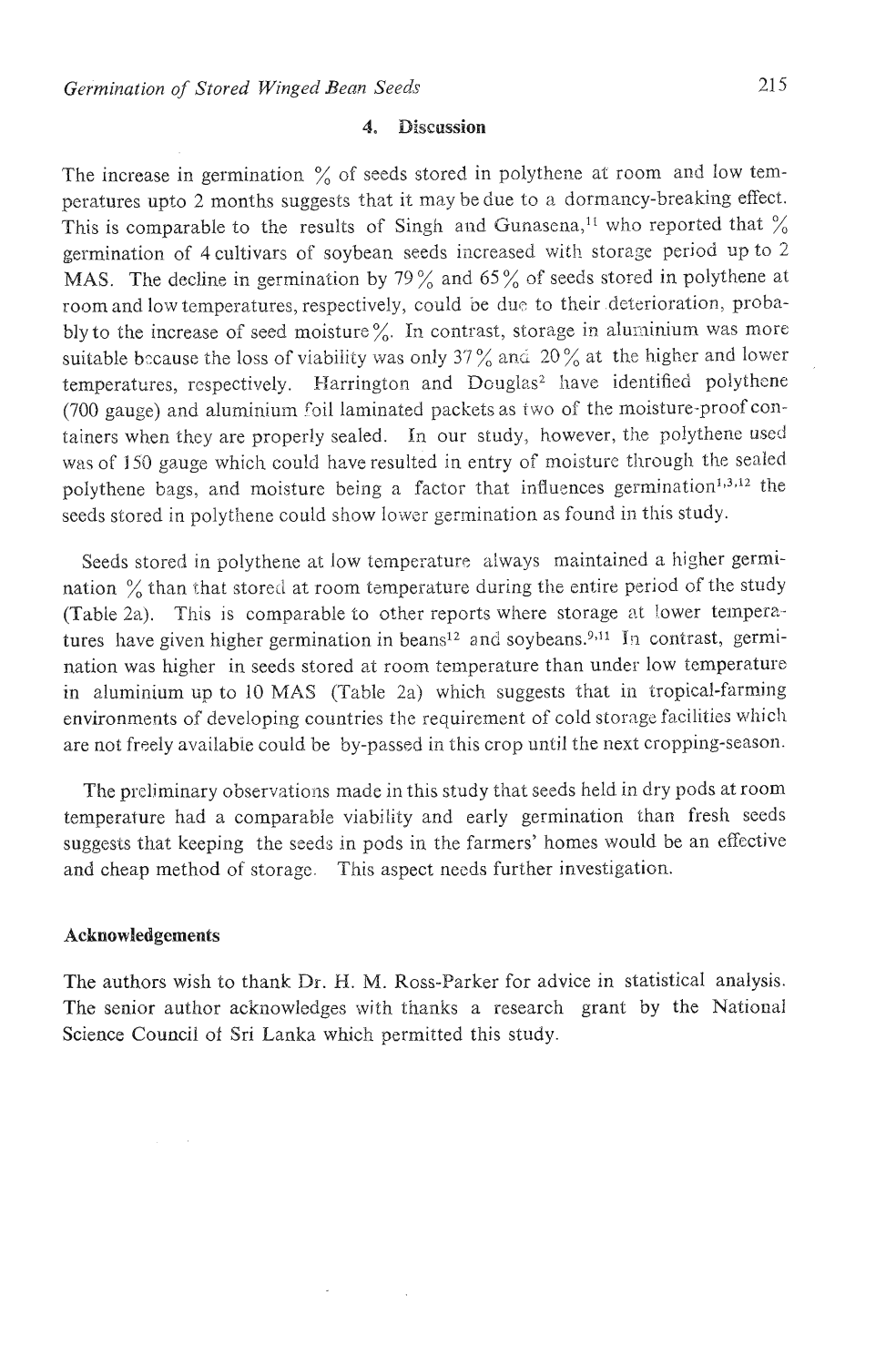## 4. Discussion

The increase in germination % of seeds stored in polythene at room and low temperatures upto 2 months suggests that it may be due to a dormancy-breaking effect. This is comparable to the results of Singh and Gunasena,[11] who reported that % germination of 4 cultivars of soybean seeds increased with storage period up to 2 MAS. The decline in germination by 79% and 65% of seeds stored in polythene at room and low temperatures, respectively, could be due to their deterioration, probably to the increase of seed moisture %. In contrast, storage in aluminium was more suitable because the loss of viability was only 37% and 20% at the higher and lower temperatures, respectively. Harrington and Douglas[2] have identified polythene (700 gauge) and aluminium foil laminated packets as two of the moisture-proof containers when they are properly sealed. In our study, however, the polythene used was of 150 gauge which could have resulted in entry of moisture through the sealed polythene bags, and moisture being a factor that influences germination[1,3,12] the seeds stored in polythene could show lower germination as found in this study.

Seeds stored in polythene at low temperature always maintained a higher germination % than that stored at room temperature during the entire period of the study (Table 2a). This is comparable to other reports where storage at lower temperatures have given higher germination in beans[12] and soybeans.[9,11] In contrast, germination was higher in seeds stored at room temperature than under low temperature in aluminium up to 10 MAS (Table 2a) which suggests that in tropical-farming environments of developing countries the requirement of cold storage facilities which are not freely available could be by-passed in this crop until the next cropping-season.

The preliminary observations made in this study that seeds held in dry pods at room temperature had a comparable viability and early germination than fresh seeds suggests that keeping the seeds in pods in the farmers' homes would be an effective and cheap method of storage. This aspect needs further investigation.

### Acknowledgements

The authors wish to thank Dr. H. M. Ross-Parker for advice in statistical analysis. The senior author acknowledges with thanks a research grant by the National Science Council of Sri Lanka which permitted this study.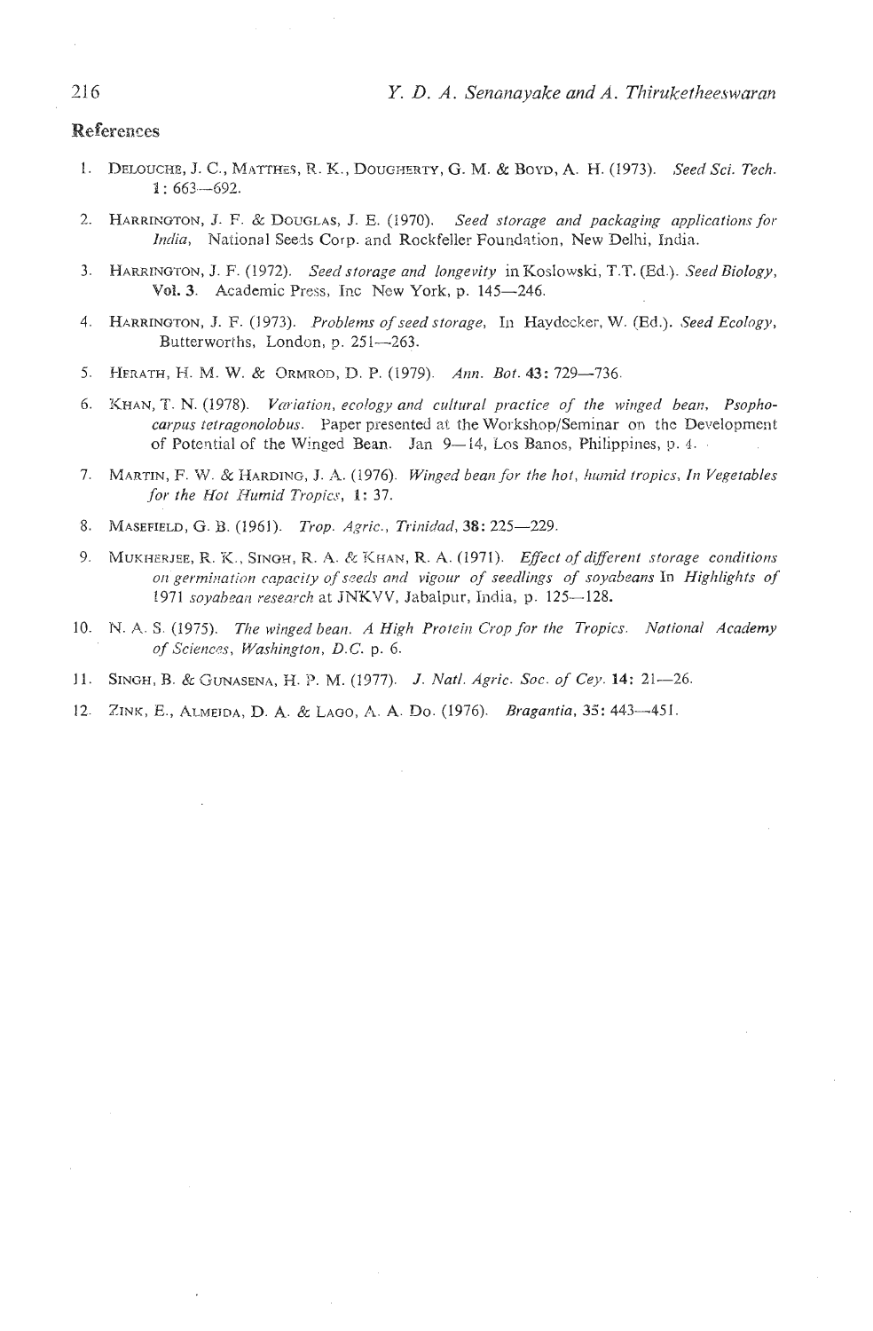## References

1. DELOUCHE, J. C., MATTHES, R. K., DOUGHERTY, G. M. & BOYD, A. H. (1973). *Seed Sci. Tech.* **1**: 663—692.

2. HARRINGTON, J. F. & DOUGLAS, J. E. (1970). *Seed storage and packaging applications for India,* National Seeds Corp. and Rockfeller Foundation, New Delhi, India.

3. HARRINGTON, J. F. (1972). *Seed storage and longevity* in Koslowski, T.T. (Ed.). *Seed Biology,* **Vol. 3**. Academic Press, Inc New York, p. 145—246.

4. HARRINGTON, J. F. (1973). *Problems of seed storage,* In Haydecker, W. (Ed.). *Seed Ecology,* Butterworths, London, p. 251—263.

5. HERATH, H. M. W. & ORMROD, D. P. (1979). *Ann. Bot.* **43**: 729—736.

6. KHAN, T. N. (1978). *Variation, ecology and cultural practice of the winged bean, Psophocarpus tetragonolobus.* Paper presented at the Workshop/Seminar on the Development of Potential of the Winged Bean. Jan 9—14, Los Banos, Philippines, p. 4.

7. MARTIN, F. W. & HARDING, J. A. (1976). *Winged bean for the hot, humid tropics, In Vegetables for the Hot Humid Tropics,* **1**: 37.

8. MASEFIELD, G. B. (1961). *Trop. Agric., Trinidad,* **38**: 225—229.

9. MUKHERJEE, R. K., SINGH, R. A. & KHAN, R. A. (1971). *Effect of different storage conditions on germination capacity of seeds and vigour of seedlings of soyabeans* In *Highlights of 1971 soyabean research* at JNKVV, Jabalpur, India, p. 125—128.

10. N. A. S. (1975). *The winged bean. A High Protein Crop for the Tropics. National Academy of Sciences, Washington, D.C.* p. 6.

11. SINGH, B. & GUNASENA, H. P. M. (1977). *J. Natl. Agric. Soc. of Cey.* **14**: 21—26.

12. ZINK, E., ALMEIDA, D. A. & LAGO, A. A. Do. (1976). *Bragantia,* **35**: 443—451.